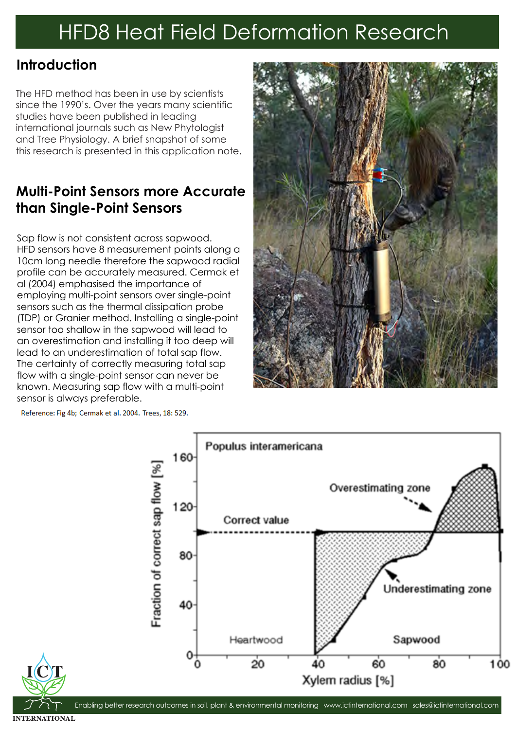# HFD8 Heat Field Deformation Research

## Introduction

The HFD method has been in use by scientists since the 1990's. Over the years many scientific studies have been published in leading international journals such as New Phytologist and Tree Physiology. A brief snapshot of some this research is presented in this application note.

## Multi-Point Sensors more Accurate than Single-Point Sensors

Sap flow is not consistent across sapwood. HFD sensors have 8 measurement points along a 10cm long needle therefore the sapwood radial profile can be accurately measured. Cermak et al (2004) emphasised the importance of employing multi-point sensors over single-point sensors such as the thermal dissipation probe (TDP) or Granier method. Installing a single-point sensor too shallow in the sapwood will lead to an overestimation and installing it too deep will lead to an underestimation of total sap flow. The certainty of correctly measuring total sap flow with a single-point sensor can never be known. Measuring sap flow with a multi-point sensor is always preferable.

Reference: Fig 4b; Cermak et al. 2004. Trees, 18: 529.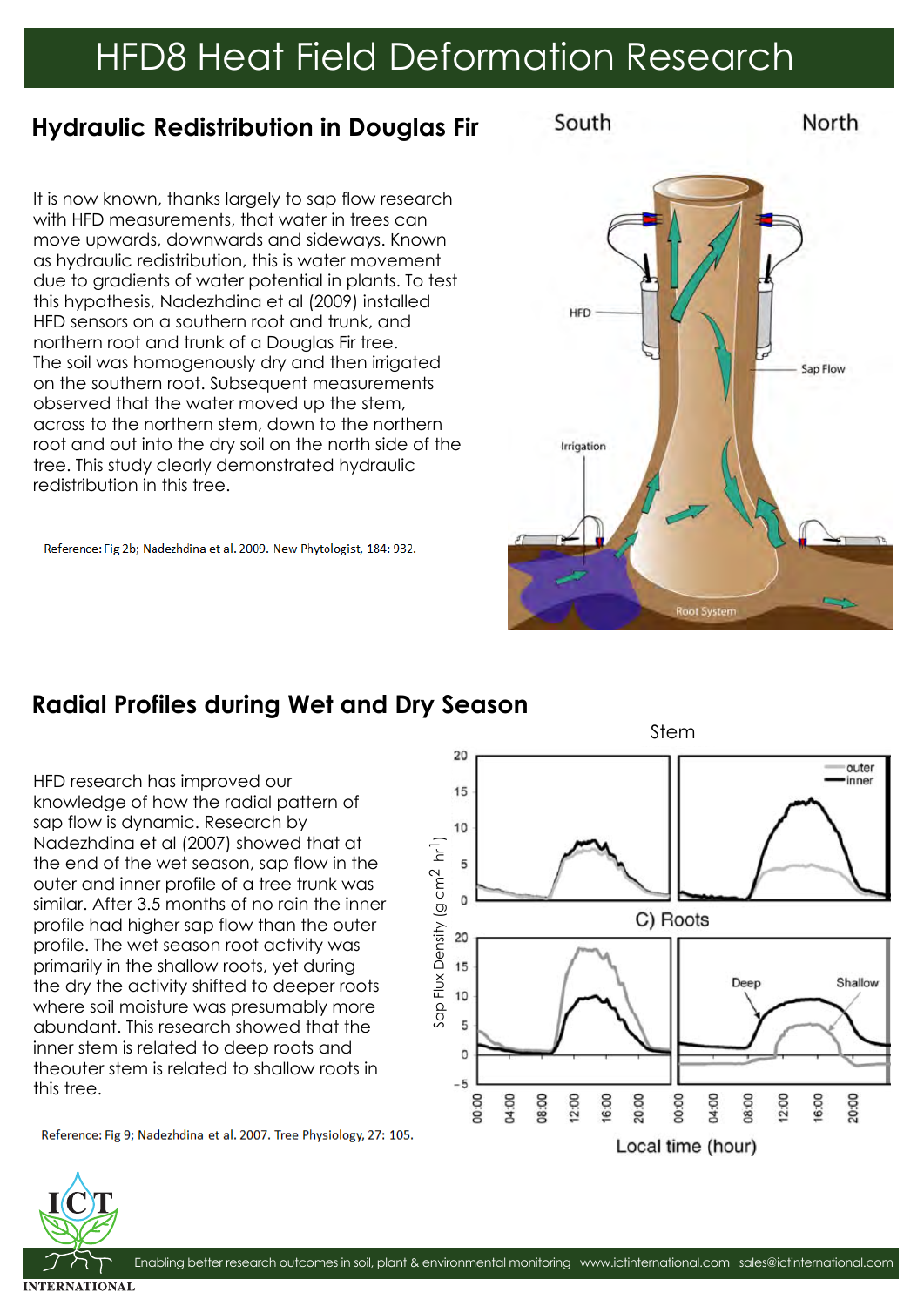# HFD8 Heat Field Deformation Research

## Hydraulic Redistribution in Douglas Fir

It is now known, thanks largely to sap flow research with HFD measurements, that water in trees can move upwards, downwards and sideways. Known as hydraulic redistribution, this is water movement due to gradients of water potential in plants. To test this hypothesis, Nadezhdina et al (2009) installed HFD sensors on a southern root and trunk, and northern root and trunk of a Douglas Fir tree. The soil was homogenously dry and then irrigated on the southern root. Subsequent measurements observed that the water moved up the stem, across to the northern stem, down to the northern root and out into the dry soil on the north side of the tree. This study clearly demonstrated hydraulic redistribution in this tree.

Reference: Fig 2b; Nadezhdina et al. 2009. New Phytologist, 184: 932.

## Radial Profiles during Wet and Dry Season

HFD research has improved our knowledge of how the radial pattern of sap flow is dynamic. Research by Nadezhdina et al (2007) showed that at the end of the wet season, sap flow in the outer and inner profile of a tree trunk was similar. After 3.5 months of no rain the inner profile had higher sap flow than the outer profile. The wet season root activity was primarily in the shallow roots, yet during the dry the activity shifted to deeper roots where soil moisture was presumably more abundant. This research showed that the inner stem is related to deep roots and theouter stem is related to shallow roots in this tree.

Reference: Fig 9; Nadezhdina et al. 2007. Tree Physiology, 27: 105.

Enabling better research outcomes in soil, plant & environmental monitoring www.ictinternational.com sales@ictinternational.com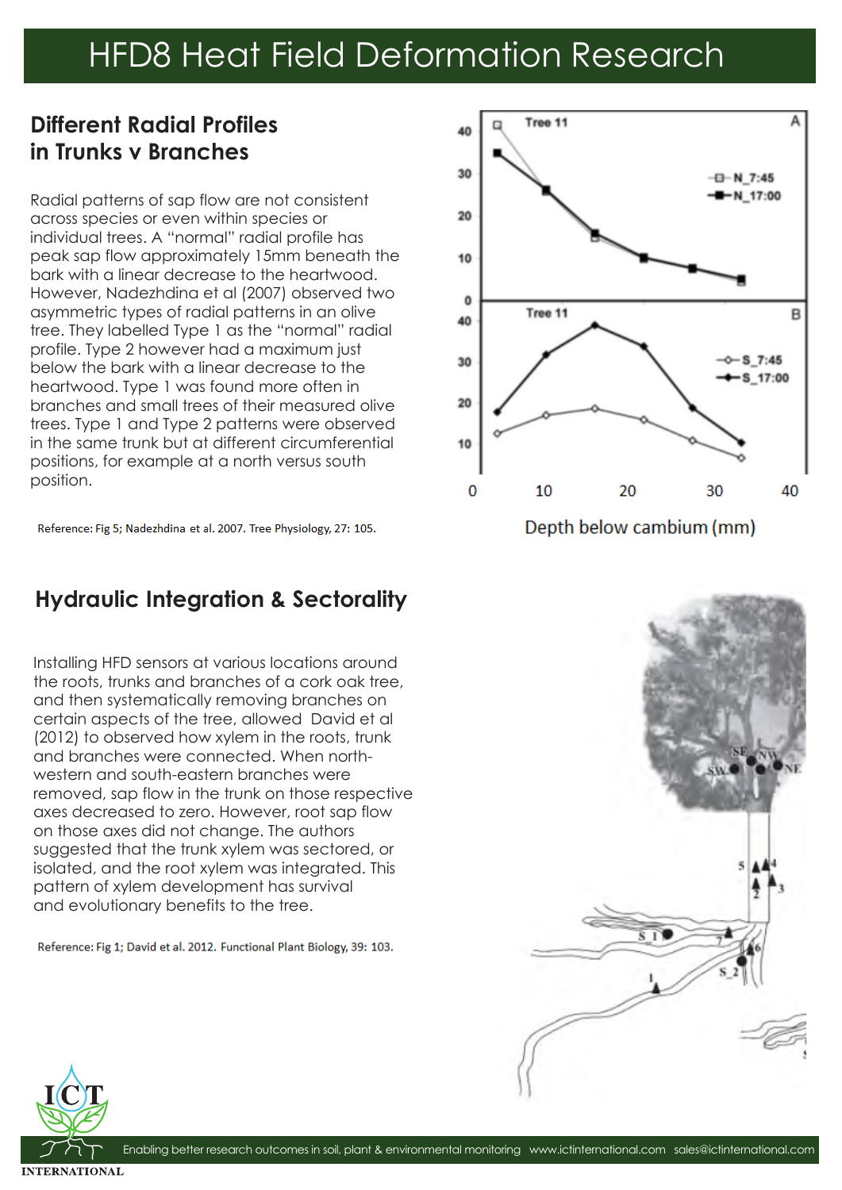# HFD8 Heat Field Deformation Research

## Different Radial Profiles in Trunks v Branches

Radial patterns of sap flow are not consistent across species or even within species or individual trees. A "normal" radial profile has peak sap flow approximately 15mm beneath the bark with a linear decrease to the heartwood. However, Nadezhdina et al (2007) observed two asymmetric types of radial patterns in an olive tree. They labelled Type 1 as the "normal" radial profile. Type 2 however had a maximum just below the bark with a linear decrease to the heartwood. Type 1 was found more often in branches and small trees of their measured olive trees. Type 1 and Type 2 patterns were observed in the same trunk but at different circumferential positions, for example at a north versus south position.

Reference: Fig 5; Nadezhdina et al. 2007. Tree Physiology, 27: 105.

## Hydraulic Integration & Sectorality

Installing HFD sensors at various locations around the roots, trunks and branches of a cork oak tree, and then systematically removing branches on certain aspects of the tree, allowed David et al (2012) to observed how xylem in the roots, trunk and branches were connected. When north-western and south-eastern branches were removed, sap flow in the trunk on those respective axes decreased to zero. However, root sap flow on those axes did not change. The authors suggested that the trunk xylem was sectored, or isolated, and the root xylem was integrated. This pattern of xylem development has survival and evolutionary benefits to the tree.

Reference: Fig 1; David et al. 2012. Functional Plant Biology, 39: 103.

Enabling better research outcomes in soil, plant & environmental monitoring www.ictinternational.com sales@ictinternational.com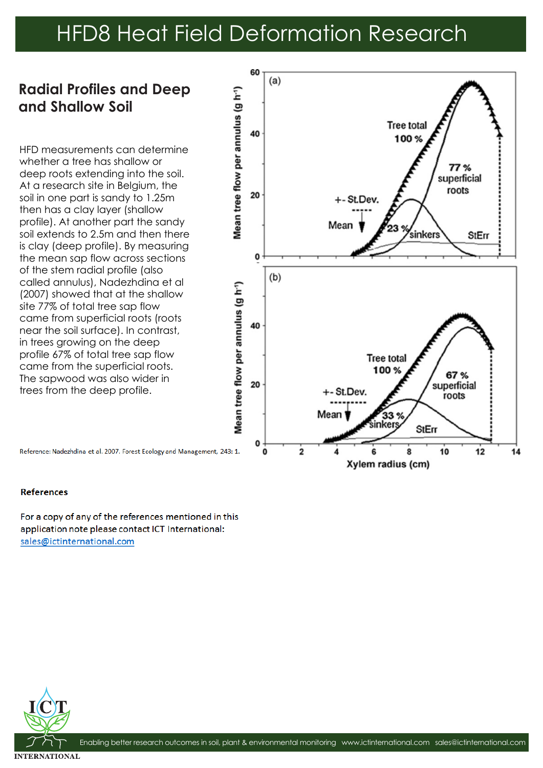# HFD8 Heat Field Deformation Research

## Radial Profiles and Deep and Shallow Soil

HFD measurements can determine whether a tree has shallow or deep roots extending into the soil. At a research site in Belgium, the soil in one part is sandy to 1.25m then has a clay layer (shallow profile). At another part the sandy soil extends to 2.5m and then there is clay (deep profile). By measuring the mean sap flow across sections of the stem radial profile (also called annulus), Nadezhdina et al (2007) showed that at the shallow site 77% of total tree sap flow came from superficial roots (roots near the soil surface). In contrast, in trees growing on the deep profile 67% of total tree sap flow came from the superficial roots. The sapwood was also wider in trees from the deep profile.

(a)

Mean tree flow per annulus (g h⁻¹)

0
20
40
60

Tree total
100 %

77 %
superficial
roots

+- St.Dev.

Mean

23 %
sinkers

StErr

(b)

Mean tree flow per annulus (g h⁻¹)

0
20
40

Tree total
100 %

67 %
superficial
roots

+- St.Dev.

Mean

33 %
sinkers

StErr

0
2
4
6
8
10
12
14

Xylem radius (cm)

Reference: Nadezhdina et al. 2007. Forest Ecology and Management, 243: 1.

**References**

For a copy of any of the references mentioned in this application note please contact ICT International: sales@ictinternational.com